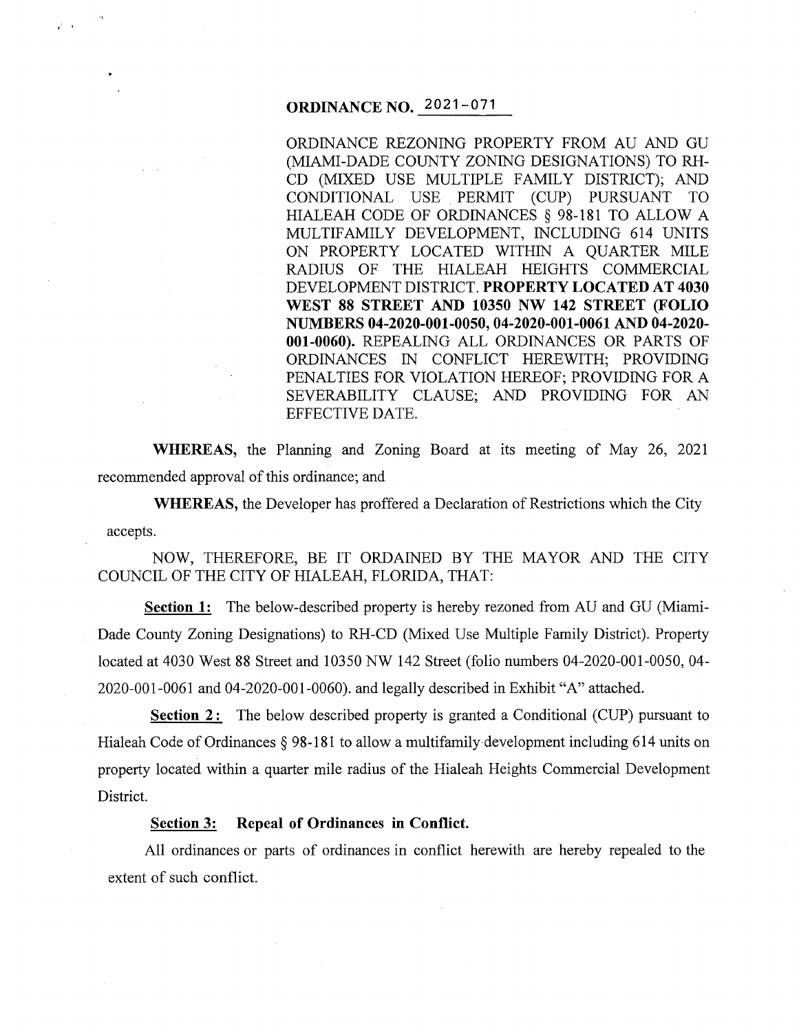# ORDINANCE NO. 2021-071

ORDINANCE REZONING PROPERTY FROM AU AND GU (MIAMI-DADE COUNTY ZONING DESIGNATIONS) TO RH-CD (MIXED USE MULTIPLE FAMILY DISTRICT); AND CONDITIONAL USE PERMIT (CUP) PURSUANT TO HIALEAH CODE OF ORDINANCES § 98-181 TO ALLOW A MULTIFAMILY DEVELOPMENT, INCLUDING 614 UNITS ON PROPERTY LOCATED WITHIN A QUARTER MILE RADIUS OF THE HIALEAH HEIGHTS COMMERCIAL DEVELOPMENT DISTRICT. **PROPERTY LOCATED AT 4030 WEST 88 STREET AND 10350 NW 142 STREET (FOLIO NUMBERS 04-2020-001-0050, 04-2020-001-0061 AND 04-2020-001-0060).** REPEALING ALL ORDINANCES OR PARTS OF ORDINANCES IN CONFLICT HEREWITH; PROVIDING PENALTIES FOR VIOLATION HEREOF; PROVIDING FOR A SEVERABILITY CLAUSE; AND PROVIDING FOR AN EFFECTIVE DATE.

**WHEREAS,** the Planning and Zoning Board at its meeting of May 26, 2021 recommended approval of this ordinance; and

**WHEREAS,** the Developer has proffered a Declaration of Restrictions which the City accepts.

NOW, THEREFORE, BE IT ORDAINED BY THE MAYOR AND THE CITY COUNCIL OF THE CITY OF HIALEAH, FLORIDA, THAT:

**Section 1:** The below-described property is hereby rezoned from AU and GU (Miami-Dade County Zoning Designations) to RH-CD (Mixed Use Multiple Family District). Property located at 4030 West 88 Street and 10350 NW 142 Street (folio numbers 04-2020-001-0050, 04-2020-001-0061 and 04-2020-001-0060). and legally described in Exhibit "A" attached.

**Section 2:** The below described property is granted a Conditional (CUP) pursuant to Hialeah Code of Ordinances § 98-181 to allow a multifamily development including 614 units on property located within a quarter mile radius of the Hialeah Heights Commercial Development District.

**Section 3: Repeal of Ordinances in Conflict.**

All ordinances or parts of ordinances in conflict herewith are hereby repealed to the extent of such conflict.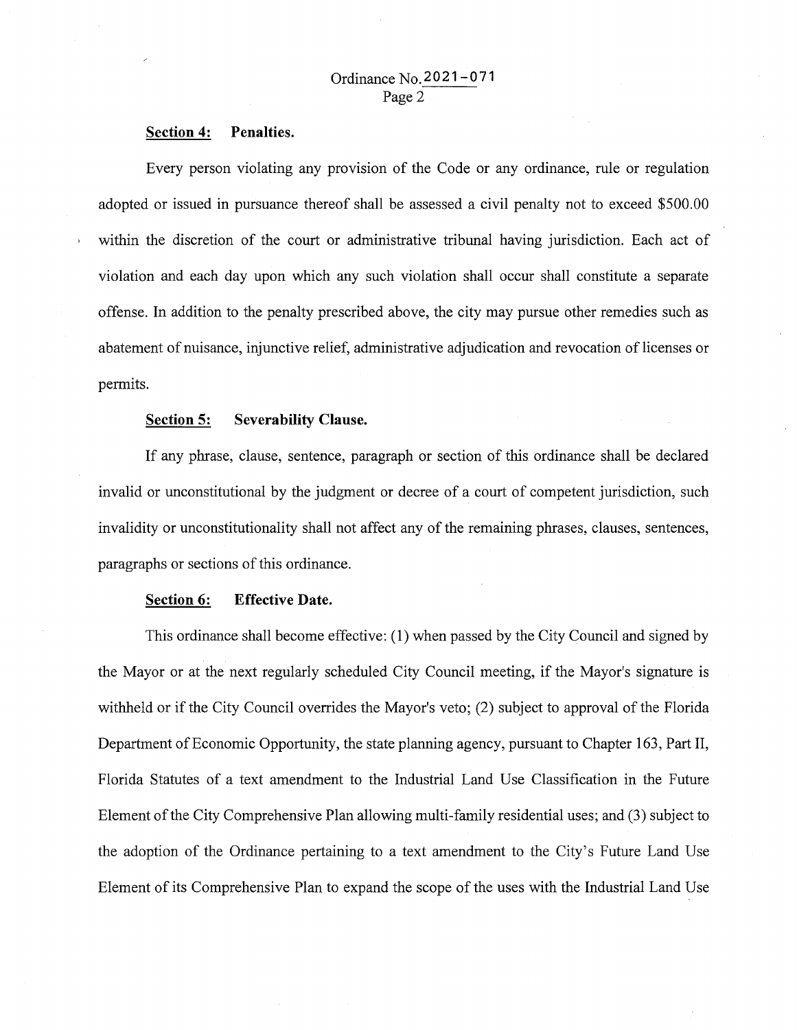**Section 4: Penalties.**

Every person violating any provision of the Code or any ordinance, rule or regulation adopted or issued in pursuance thereof shall be assessed a civil penalty not to exceed $500.00 within the discretion of the court or administrative tribunal having jurisdiction. Each act of violation and each day upon which any such violation shall occur shall constitute a separate offense. In addition to the penalty prescribed above, the city may pursue other remedies such as abatement of nuisance, injunctive relief, administrative adjudication and revocation of licenses or permits.

**Section 5: Severability Clause.**

If any phrase, clause, sentence, paragraph or section of this ordinance shall be declared invalid or unconstitutional by the judgment or decree of a court of competent jurisdiction, such invalidity or unconstitutionality shall not affect any of the remaining phrases, clauses, sentences, paragraphs or sections of this ordinance.

**Section 6: Effective Date.**

This ordinance shall become effective: (1) when passed by the City Council and signed by the Mayor or at the next regularly scheduled City Council meeting, if the Mayor's signature is withheld or if the City Council overrides the Mayor's veto; (2) subject to approval of the Florida Department of Economic Opportunity, the state planning agency, pursuant to Chapter 163, Part II, Florida Statutes of a text amendment to the Industrial Land Use Classification in the Future Element of the City Comprehensive Plan allowing multi-family residential uses; and (3) subject to the adoption of the Ordinance pertaining to a text amendment to the City's Future Land Use Element of its Comprehensive Plan to expand the scope of the uses with the Industrial Land Use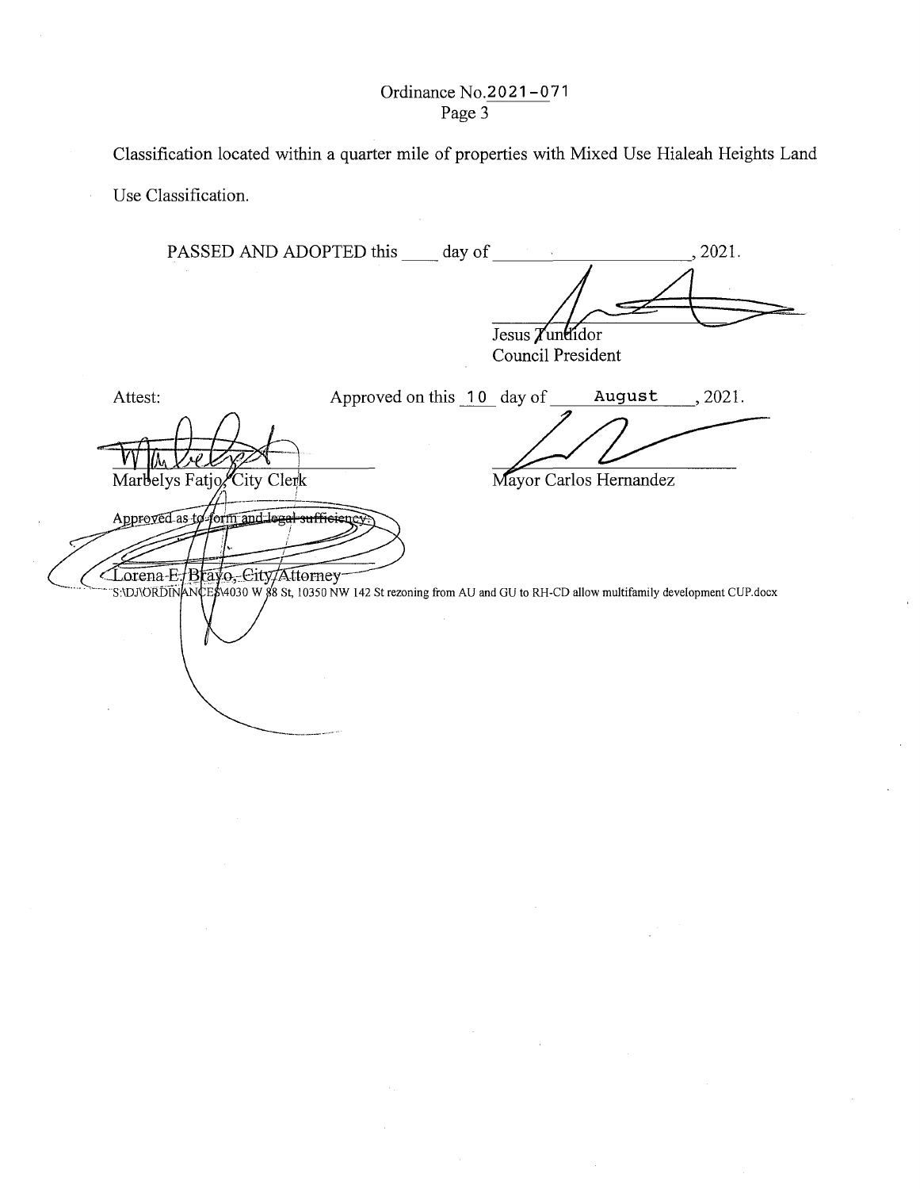Ordinance No. 2021-071
Page 3

Classification located within a quarter mile of properties with Mixed Use Hialeah Heights Land Use Classification.

PASSED AND ADOPTED this ____ day of ____________________, 2021.

Jesus Tundidor
Council President

Attest:

Approved on this 10 day of August, 2021.

Marbelys Fatjo, City Clerk

Mayor Carlos Hernandez

Approved as to form and legal sufficiency:

Lorena E. Bravo, City Attorney

S:\DJ\ORDINANCES\4030 W 88 St, 10350 NW 142 St rezoning from AU and GU to RH-CD allow multifamily development CUP.docx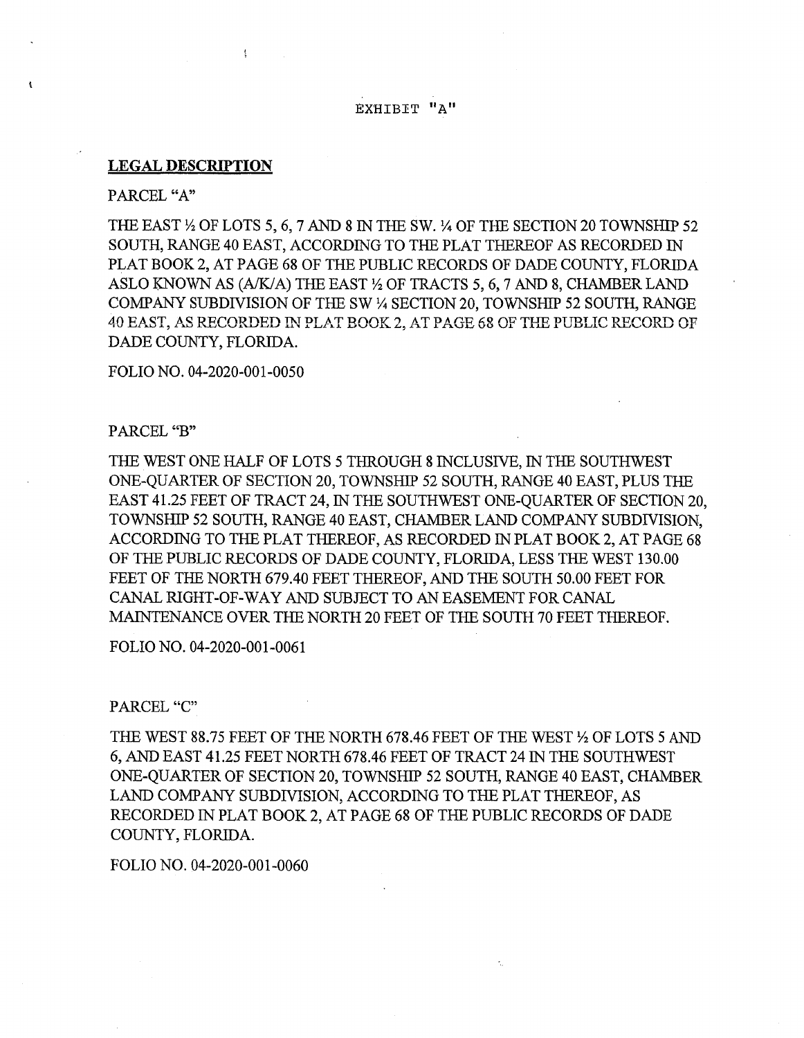EXHIBIT "A"

**LEGAL DESCRIPTION**

PARCEL "A"

THE EAST ½ OF LOTS 5, 6, 7 AND 8 IN THE SW. ¼ OF THE SECTION 20 TOWNSHIP 52 SOUTH, RANGE 40 EAST, ACCORDING TO THE PLAT THEREOF AS RECORDED IN PLAT BOOK 2, AT PAGE 68 OF THE PUBLIC RECORDS OF DADE COUNTY, FLORIDA ASLO KNOWN AS (A/K/A) THE EAST ½ OF TRACTS 5, 6, 7 AND 8, CHAMBER LAND COMPANY SUBDIVISION OF THE SW ¼ SECTION 20, TOWNSHIP 52 SOUTH, RANGE 40 EAST, AS RECORDED IN PLAT BOOK 2, AT PAGE 68 OF THE PUBLIC RECORD OF DADE COUNTY, FLORIDA.

FOLIO NO. 04-2020-001-0050

PARCEL "B"

THE WEST ONE HALF OF LOTS 5 THROUGH 8 INCLUSIVE, IN THE SOUTHWEST ONE-QUARTER OF SECTION 20, TOWNSHIP 52 SOUTH, RANGE 40 EAST, PLUS THE EAST 41.25 FEET OF TRACT 24, IN THE SOUTHWEST ONE-QUARTER OF SECTION 20, TOWNSHIP 52 SOUTH, RANGE 40 EAST, CHAMBER LAND COMPANY SUBDIVISION, ACCORDING TO THE PLAT THEREOF, AS RECORDED IN PLAT BOOK 2, AT PAGE 68 OF THE PUBLIC RECORDS OF DADE COUNTY, FLORIDA, LESS THE WEST 130.00 FEET OF THE NORTH 679.40 FEET THEREOF, AND THE SOUTH 50.00 FEET FOR CANAL RIGHT-OF-WAY AND SUBJECT TO AN EASEMENT FOR CANAL MAINTENANCE OVER THE NORTH 20 FEET OF THE SOUTH 70 FEET THEREOF.

FOLIO NO. 04-2020-001-0061

PARCEL "C"

THE WEST 88.75 FEET OF THE NORTH 678.46 FEET OF THE WEST ½ OF LOTS 5 AND 6, AND EAST 41.25 FEET NORTH 678.46 FEET OF TRACT 24 IN THE SOUTHWEST ONE-QUARTER OF SECTION 20, TOWNSHIP 52 SOUTH, RANGE 40 EAST, CHAMBER LAND COMPANY SUBDIVISION, ACCORDING TO THE PLAT THEREOF, AS RECORDED IN PLAT BOOK 2, AT PAGE 68 OF THE PUBLIC RECORDS OF DADE COUNTY, FLORIDA.

FOLIO NO. 04-2020-001-0060